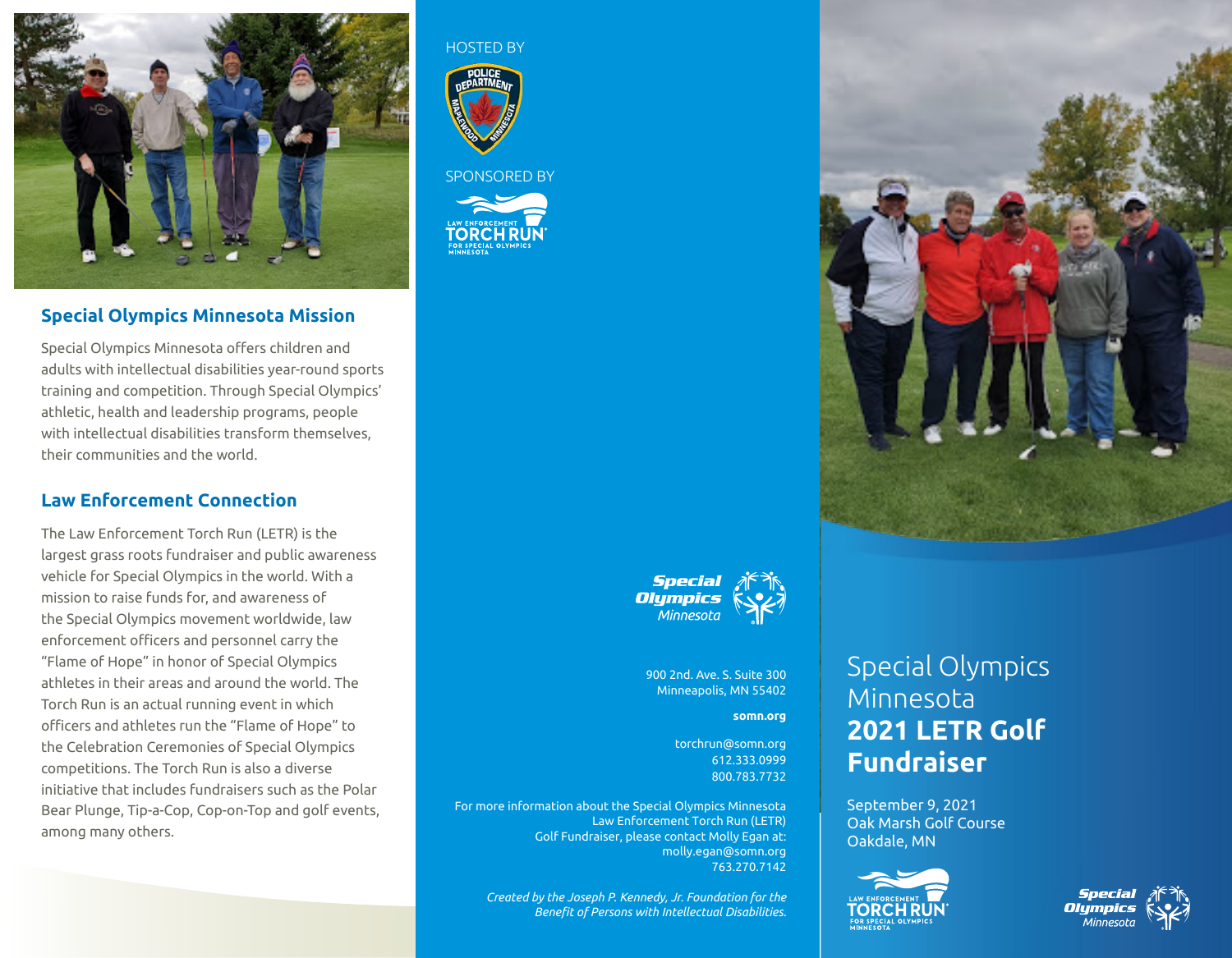## Special Olympics Minnesota Mission

Special Olympics Minnesota offers children and adults with intellectual disabilities year-round sports training and competition. Through Special Olympics' athletic, health and leadership programs, people with intellectual disabilities transform themselves, their communities and the world.

## Law Enforcement Connection

The Law Enforcement Torch Run (LETR) is the largest grass roots fundraiser and public awareness vehicle for Special Olympics in the world. With a mission to raise funds for, and awareness of the Special Olympics movement worldwide, law enforcement officers and personnel carry the "Flame of Hope" in honor of Special Olympics athletes in their areas and around the world. The Torch Run is an actual running event in which officers and athletes run the "Flame of Hope" to the Celebration Ceremonies of Special Olympics competitions. The Torch Run is also a diverse initiative that includes fundraisers such as the Polar Bear Plunge, Tip-a-Cop, Cop-on-Top and golf events, among many others.

HOSTED BY

POLICE DEPARTMENT MAPLEWOOD MINNESOTA

SPONSORED BY

LAW ENFORCEMENT TORCH RUN FOR SPECIAL OLYMPICS MINNESOTA

Special Olympics Minnesota

900 2nd. Ave. S. Suite 300
Minneapolis, MN 55402

**somn.org**

torchrun@somn.org
612.333.0999
800.783.7732

For more information about the Special Olympics Minnesota Law Enforcement Torch Run (LETR) Golf Fundraiser, please contact Molly Egan at:
molly.egan@somn.org
763.270.7142

*Created by the Joseph P. Kennedy, Jr. Foundation for the Benefit of Persons with Intellectual Disabilities.*

# Special Olympics Minnesota **2021 LETR Golf Fundraiser**

September 9, 2021
Oak Marsh Golf Course
Oakdale, MN

LAW ENFORCEMENT TORCH RUN FOR SPECIAL OLYMPICS MINNESOTA

Special Olympics Minnesota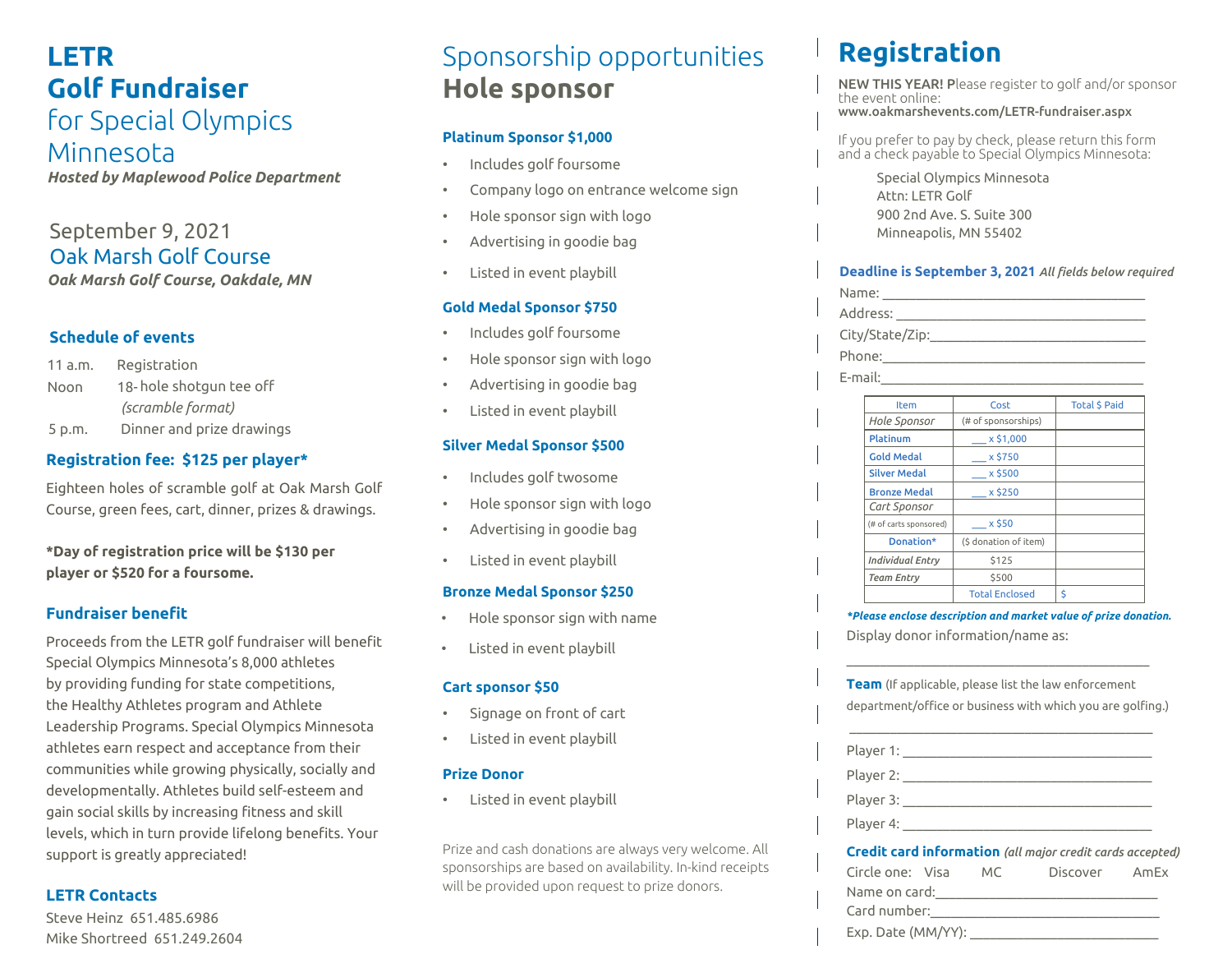# LETR Golf Fundraiser for Special Olympics Minnesota

***Hosted by Maplewood Police Department***

September 9, 2021

Oak Marsh Golf Course

***Oak Marsh Golf Course, Oakdale, MN***

### Schedule of events

| | |
|---|---|
| 11 a.m. | Registration |
| Noon | 18-hole shotgun tee off *(scramble format)* |
| 5 p.m. | Dinner and prize drawings |

### Registration fee: $125 per player*

Eighteen holes of scramble golf at Oak Marsh Golf Course, green fees, cart, dinner, prizes & drawings.

**\*Day of registration price will be $130 per player or $520 for a foursome.**

### Fundraiser benefit

Proceeds from the LETR golf fundraiser will benefit Special Olympics Minnesota's 8,000 athletes by providing funding for state competitions, the Healthy Athletes program and Athlete Leadership Programs. Special Olympics Minnesota athletes earn respect and acceptance from their communities while growing physically, socially and developmentally. Athletes build self-esteem and gain social skills by increasing fitness and skill levels, which in turn provide lifelong benefits. Your support is greatly appreciated!

### LETR Contacts

Steve Heinz 651.485.6986

Mike Shortreed 651.249.2604

# Sponsorship opportunities

## Hole sponsor

### Platinum Sponsor $1,000

- Includes golf foursome
- Company logo on entrance welcome sign
- Hole sponsor sign with logo
- Advertising in goodie bag
- Listed in event playbill

### Gold Medal Sponsor $750

- Includes golf foursome
- Hole sponsor sign with logo
- Advertising in goodie bag
- Listed in event playbill

### Silver Medal Sponsor $500

- Includes golf twosome
- Hole sponsor sign with logo
- Advertising in goodie bag
- Listed in event playbill

### Bronze Medal Sponsor $250

- Hole sponsor sign with name
- Listed in event playbill

### Cart sponsor $50

- Signage on front of cart
- Listed in event playbill

### Prize Donor

- Listed in event playbill

Prize and cash donations are always very welcome. All sponsorships are based on availability. In-kind receipts will be provided upon request to prize donors.

# Registration

**NEW THIS YEAR! P**lease register to golf and/or sponsor the event online:
**www.oakmarshevents.com/LETR-Fundraiser.aspx**

If you prefer to pay by check, please return this form and a check payable to Special Olympics Minnesota:

Special Olympics Minnesota
Attn: LETR Golf
900 2nd Ave. S. Suite 300
Minneapolis, MN 55402

**Deadline is September 3, 2021** ***All fields below required***

Name: ___________________________________

Address: _________________________________

City/State/Zip:____________________________

Phone:___________________________________

E-mail:___________________________________

| Item | Cost | Total $ Paid |
|---|---|---|
| *Hole Sponsor* | (# of sponsorships) | |
| Platinum | ___ x $1,000 | |
| Gold Medal | ___ x $750 | |
| Silver Medal | ___ x $500 | |
| Bronze Medal | ___ x $250 | |
| *Cart Sponsor* | | |
| (# of carts sponsored) | ___ x $50 | |
| Donation* | ($ donation of item) | |
| *Individual Entry* | $125 | |
| *Team Entry* | $500 | |
| | Total Enclosed | $ |

***\*Please enclose description and market value of prize donation.***

Display donor information/name as:

_________________________________________

**Team** (If applicable, please list the law enforcement department/office or business with which you are golfing.)

_________________________________________

Player 1: __________________________________

Player 2: __________________________________

Player 3: __________________________________

Player 4: __________________________________

**Credit card information** ***(all major credit cards accepted)***

Circle one: Visa MC Discover AmEx

Name on card:______________________________

Card number:_______________________________

Exp. Date (MM/YY): _________________________